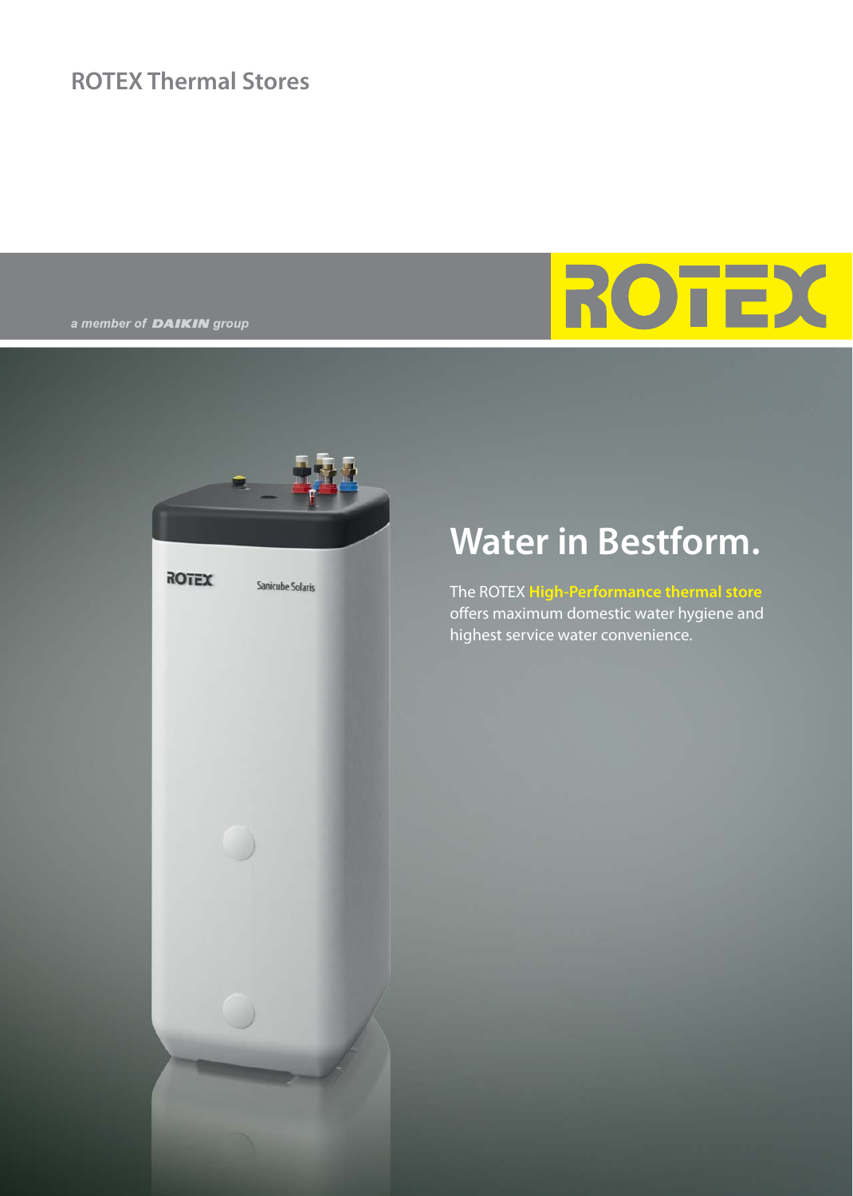ROTEX Thermal Stores

*a member of DAIKIN group*

ROTEX

# Water in Bestform.

The ROTEX **High-Performance thermal store** offers maximum domestic water hygiene and highest service water convenience.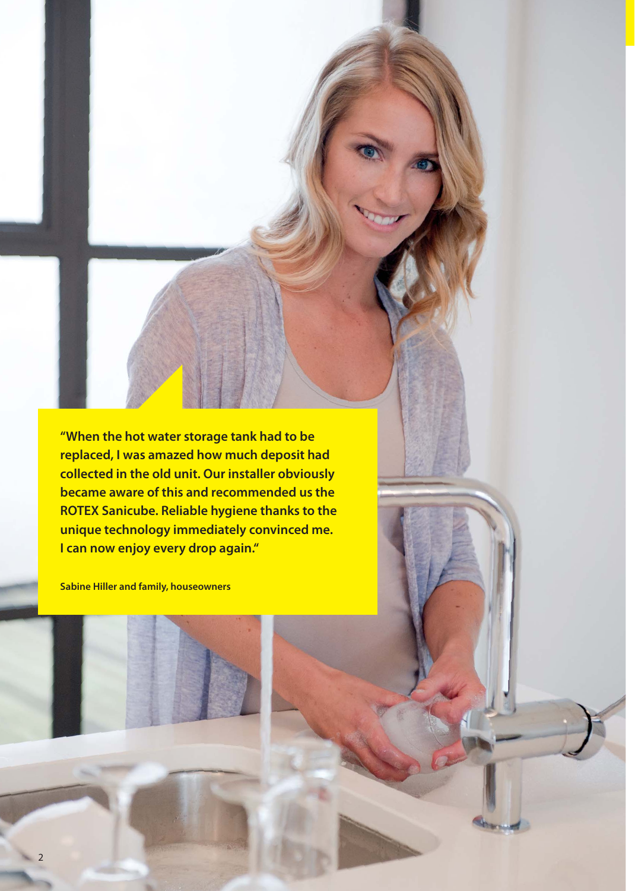**"When the hot water storage tank had to be replaced, I was amazed how much deposit had collected in the old unit. Our installer obviously became aware of this and recommended us the ROTEX Sanicube. Reliable hygiene thanks to the unique technology immediately convinced me. I can now enjoy every drop again."**

**Sabine Hiller and family, houseowners**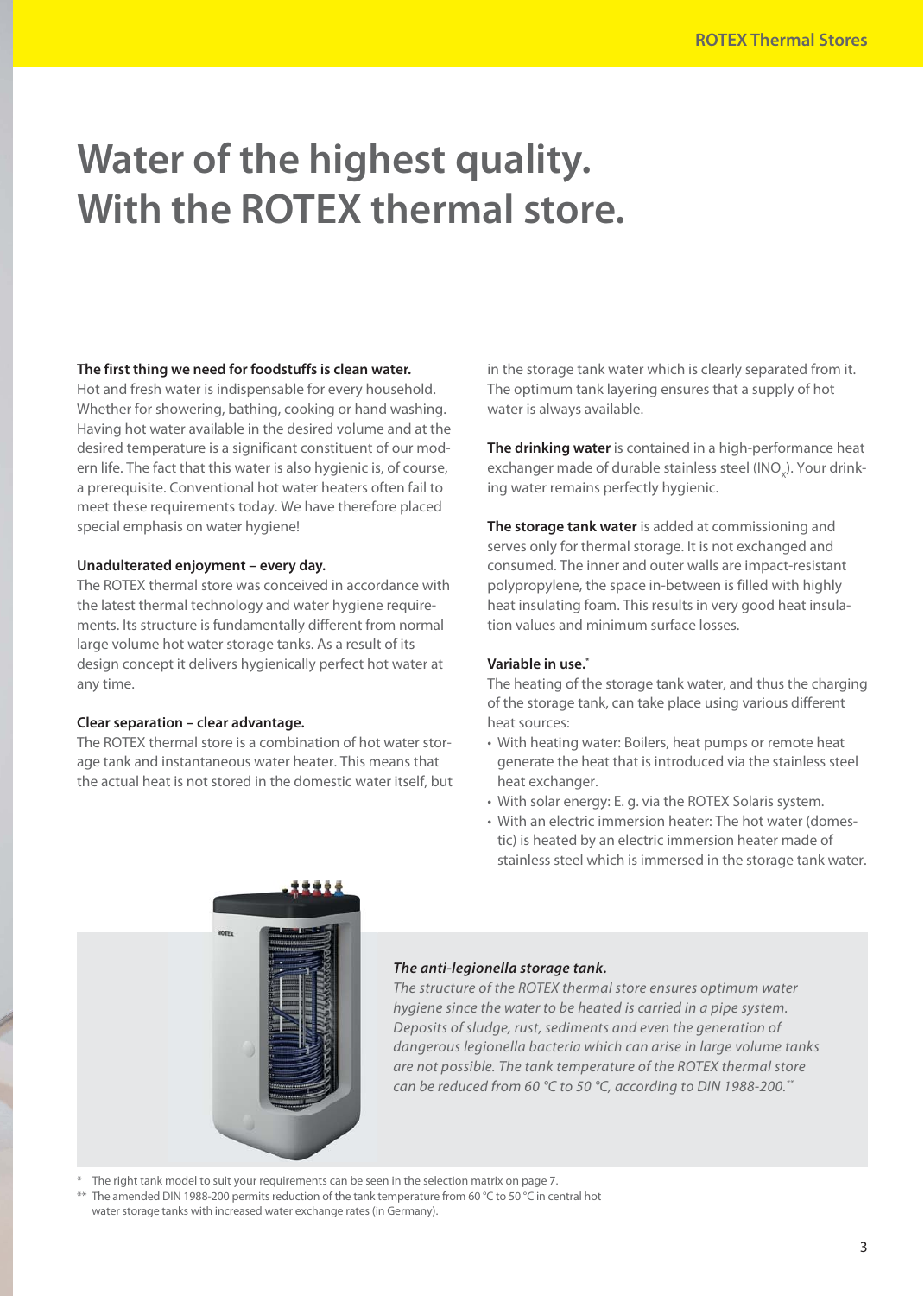# Water of the highest quality. With the ROTEX thermal store.

**The first thing we need for foodstuffs is clean water.**
Hot and fresh water is indispensable for every household. Whether for showering, bathing, cooking or hand washing. Having hot water available in the desired volume and at the desired temperature is a significant constituent of our modern life. The fact that this water is also hygienic is, of course, a prerequisite. Conventional hot water heaters often fail to meet these requirements today. We have therefore placed special emphasis on water hygiene!

**Unadulterated enjoyment – every day.**
The ROTEX thermal store was conceived in accordance with the latest thermal technology and water hygiene requirements. Its structure is fundamentally different from normal large volume hot water storage tanks. As a result of its design concept it delivers hygienically perfect hot water at any time.

**Clear separation – clear advantage.**
The ROTEX thermal store is a combination of hot water storage tank and instantaneous water heater. This means that the actual heat is not stored in the domestic water itself, but in the storage tank water which is clearly separated from it. The optimum tank layering ensures that a supply of hot water is always available.

**The drinking water** is contained in a high-performance heat exchanger made of durable stainless steel ($INO_X$). Your drinking water remains perfectly hygienic.

**The storage tank water** is added at commissioning and serves only for thermal storage. It is not exchanged and consumed. The inner and outer walls are impact-resistant polypropylene, the space in-between is filled with highly heat insulating foam. This results in very good heat insulation values and minimum surface losses.

**Variable in use.***
The heating of the storage tank water, and thus the charging of the storage tank, can take place using various different heat sources:

- With heating water: Boilers, heat pumps or remote heat generate the heat that is introduced via the stainless steel heat exchanger.
- With solar energy: E. g. via the ROTEX Solaris system.
- With an electric immersion heater: The hot water (domestic) is heated by an electric immersion heater made of stainless steel which is immersed in the storage tank water.

***The anti-legionella storage tank.***
*The structure of the ROTEX thermal store ensures optimum water hygiene since the water to be heated is carried in a pipe system. Deposits of sludge, rust, sediments and even the generation of dangerous legionella bacteria which can arise in large volume tanks are not possible. The tank temperature of the ROTEX thermal store can be reduced from 60 °C to 50 °C, according to DIN 1988-200.***

\* The right tank model to suit your requirements can be seen in the selection matrix on page 7.
\** The amended DIN 1988-200 permits reduction of the tank temperature from 60 °C to 50 °C in central hot water storage tanks with increased water exchange rates (in Germany).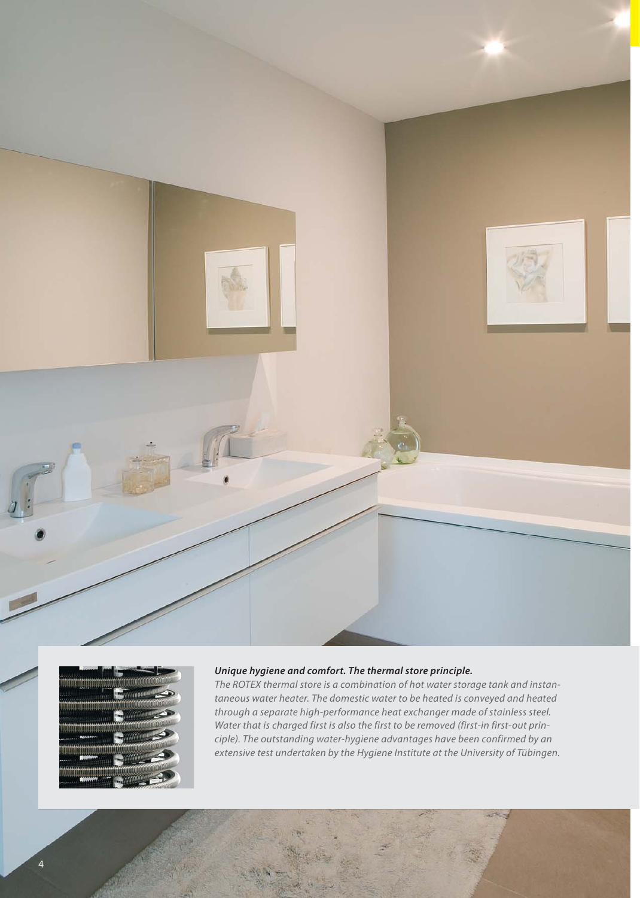***Unique hygiene and comfort. The thermal store principle.***

*The ROTEX thermal store is a combination of hot water storage tank and instantaneous water heater. The domestic water to be heated is conveyed and heated through a separate high-performance heat exchanger made of stainless steel. Water that is charged first is also the first to be removed (first-in first-out principle). The outstanding water-hygiene advantages have been confirmed by an extensive test undertaken by the Hygiene Institute at the University of Tübingen.*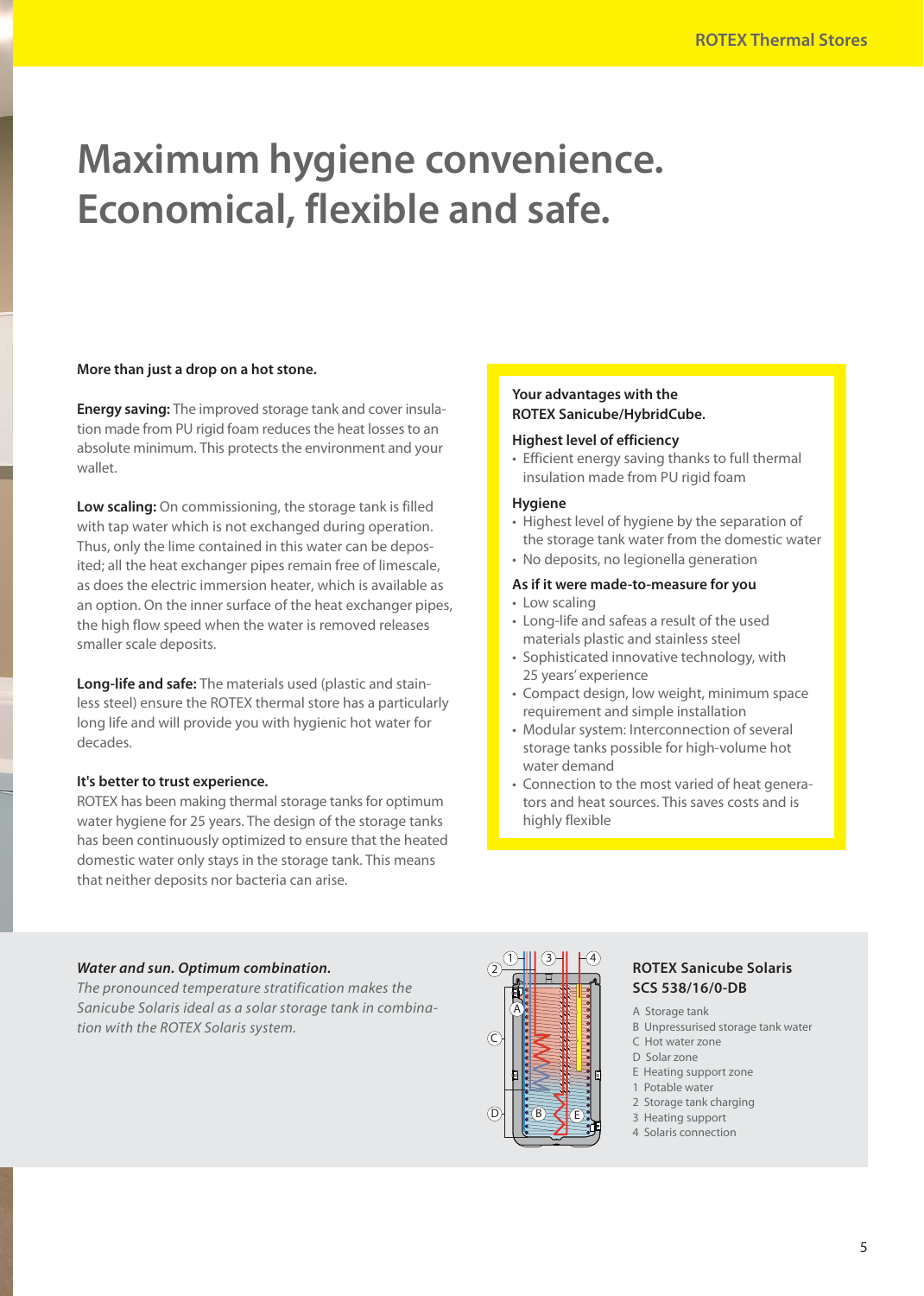# Maximum hygiene convenience. Economical, flexible and safe.

**More than just a drop on a hot stone.**

**Energy saving:** The improved storage tank and cover insulation made from PU rigid foam reduces the heat losses to an absolute minimum. This protects the environment and your wallet.

**Low scaling:** On commissioning, the storage tank is filled with tap water which is not exchanged during operation. Thus, only the lime contained in this water can be deposited; all the heat exchanger pipes remain free of limescale, as does the electric immersion heater, which is available as an option. On the inner surface of the heat exchanger pipes, the high flow speed when the water is removed releases smaller scale deposits.

**Long-life and safe:** The materials used (plastic and stainless steel) ensure the ROTEX thermal store has a particularly long life and will provide you with hygienic hot water for decades.

**It's better to trust experience.**

ROTEX has been making thermal storage tanks for optimum water hygiene for 25 years. The design of the storage tanks has been continuously optimized to ensure that the heated domestic water only stays in the storage tank. This means that neither deposits nor bacteria can arise.

**Your advantages with the ROTEX Sanicube/HybridCube.**

**Highest level of efficiency**

- Efficient energy saving thanks to full thermal insulation made from PU rigid foam

**Hygiene**

- Highest level of hygiene by the separation of the storage tank water from the domestic water
- No deposits, no legionella generation

**As if it were made-to-measure for you**

- Low scaling
- Long-life and safeas a result of the used materials plastic and stainless steel
- Sophisticated innovative technology, with 25 years' experience
- Compact design, low weight, minimum space requirement and simple installation
- Modular system: Interconnection of several storage tanks possible for high-volume hot water demand
- Connection to the most varied of heat generators and heat sources. This saves costs and is highly flexible

***Water and sun. Optimum combination.***

*The pronounced temperature stratification makes the Sanicube Solaris ideal as a solar storage tank in combination with the ROTEX Solaris system.*

**ROTEX Sanicube Solaris SCS 538/16/0-DB**

A Storage tank
B Unpressurised storage tank water
C Hot water zone
D Solar zone
E Heating support zone
1 Potable water
2 Storage tank charging
3 Heating support
4 Solaris connection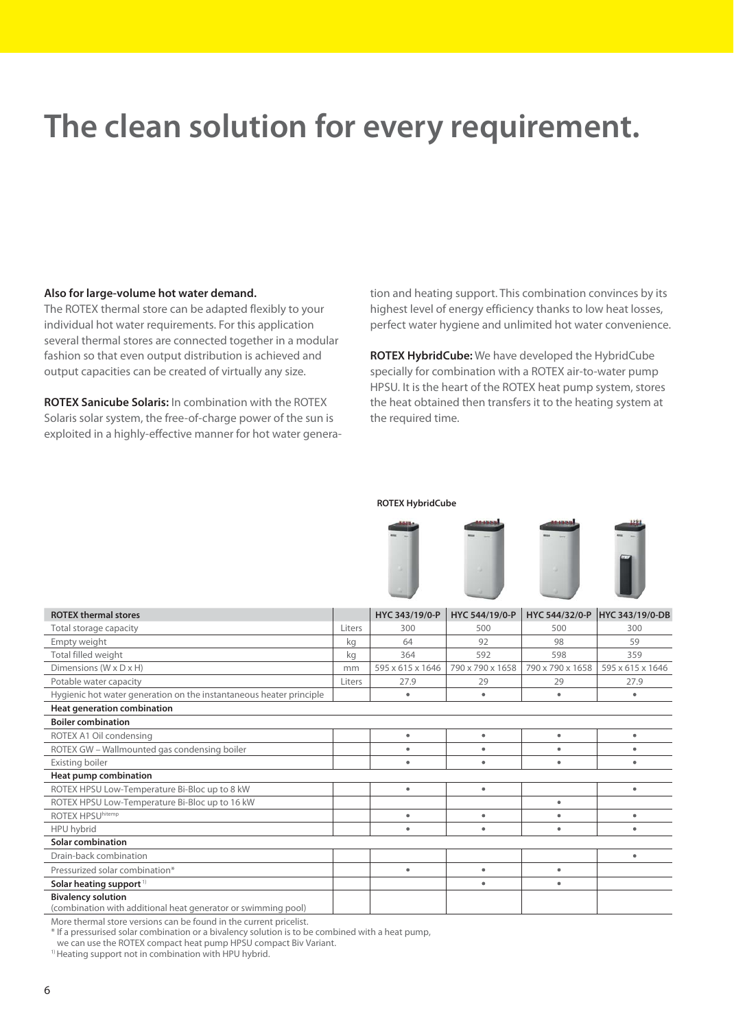# The clean solution for every requirement.

**Also for large-volume hot water demand.**
The ROTEX thermal store can be adapted flexibly to your individual hot water requirements. For this application several thermal stores are connected together in a modular fashion so that even output distribution is achieved and output capacities can be created of virtually any size.

**ROTEX Sanicube Solaris:** In combination with the ROTEX Solaris solar system, the free-of-charge power of the sun is exploited in a highly-effective manner for hot water generation and heating support. This combination convinces by its highest level of energy efficiency thanks to low heat losses, perfect water hygiene and unlimited hot water convenience.

**ROTEX HybridCube:** We have developed the HybridCube specially for combination with a ROTEX air-to-water pump HPSU. It is the heart of the ROTEX heat pump system, stores the heat obtained then transfers it to the heating system at the required time.

**ROTEX HybridCube**

| ROTEX thermal stores | | HYC 343/19/0-P | HYC 544/19/0-P | HYC 544/32/0-P | HYC 343/19/0-DB |
|---|---|---|---|---|---|
| Total storage capacity | Liters | 300 | 500 | 500 | 300 |
| Empty weight | kg | 64 | 92 | 98 | 59 |
| Total filled weight | kg | 364 | 592 | 598 | 359 |
| Dimensions (W x D x H) | mm | 595 x 615 x 1646 | 790 x 790 x 1658 | 790 x 790 x 1658 | 595 x 615 x 1646 |
| Potable water capacity | Liters | 27.9 | 29 | 29 | 27.9 |
| Hygienic hot water generation on the instantaneous heater principle | | • | • | • | • |
| **Heat generation combination** | | | | | |
| **Boiler combination** | | | | | |
| ROTEX A1 Oil condensing | | • | • | • | • |
| ROTEX GW – Wallmounted gas condensing boiler | | • | • | • | • |
| Existing boiler | | • | • | • | • |
| **Heat pump combination** | | | | | |
| ROTEX HPSU Low-Temperature Bi-Bloc up to 8 kW | | • | • | | • |
| ROTEX HPSU Low-Temperature Bi-Bloc up to 16 kW | | | | • | |
| ROTEX HPSU hitemp | | • | • | • | • |
| HPU hybrid | | • | • | • | • |
| **Solar combination** | | | | | |
| Drain-back combination | | | | | • |
| Pressurized solar combination* | | • | • | • | |
| **Solar heating support** [1] | | | • | • | |
| **Bivalency solution** (combination with additional heat generator or swimming pool) | | | | | |

More thermal store versions can be found in the current pricelist.
* If a pressurised solar combination or a bivalency solution is to be combined with a heat pump, we can use the ROTEX compact heat pump HPSU compact Biv Variant.
[1] Heating support not in combination with HPU hybrid.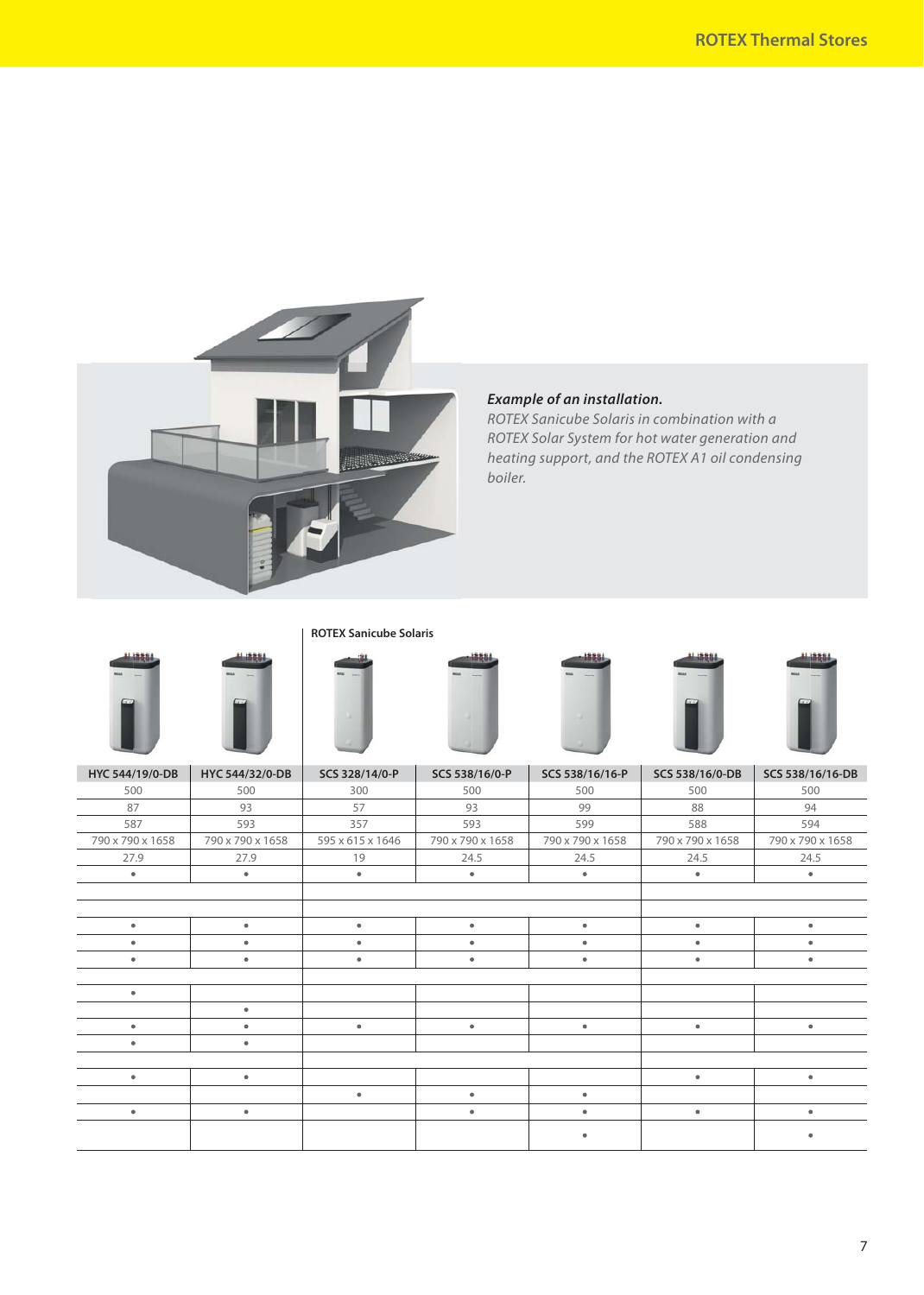***Example of an installation.***
*ROTEX Sanicube Solaris in combination with a ROTEX Solar System for hot water generation and heating support, and the ROTEX A1 oil condensing boiler.*

| | | ROTEX Sanicube Solaris | | | | |
|---|---|---|---|---|---|---|
| **HYC 544/19/0-DB** | **HYC 544/32/0-DB** | **SCS 328/14/0-P** | **SCS 538/16/0-P** | **SCS 538/16/16-P** | **SCS 538/16/0-DB** | **SCS 538/16/16-DB** |
| 500 | 500 | 300 | 500 | 500 | 500 | 500 |
| 87 | 93 | 57 | 93 | 99 | 88 | 94 |
| 587 | 593 | 357 | 593 | 599 | 588 | 594 |
| 790 x 790 x 1658 | 790 x 790 x 1658 | 595 x 615 x 1646 | 790 x 790 x 1658 | 790 x 790 x 1658 | 790 x 790 x 1658 | 790 x 790 x 1658 |
| 27.9 | 27.9 | 19 | 24.5 | 24.5 | 24.5 | 24.5 |
| • | • | • | • | • | • | • |
| | | | | | | |
| | | | | | | |
| • | • | • | • | • | • | • |
| • | • | • | • | • | • | • |
| • | • | • | • | • | • | • |
| | | | | | | |
| • | | | | | | |
| | • | | | | | |
| • | • | • | • | • | • | • |
| • | • | | | | | |
| | | | | | | |
| • | • | | | | • | • |
| | | • | • | • | | |
| • | • | | • | • | • | • |
| | | | | • | | • |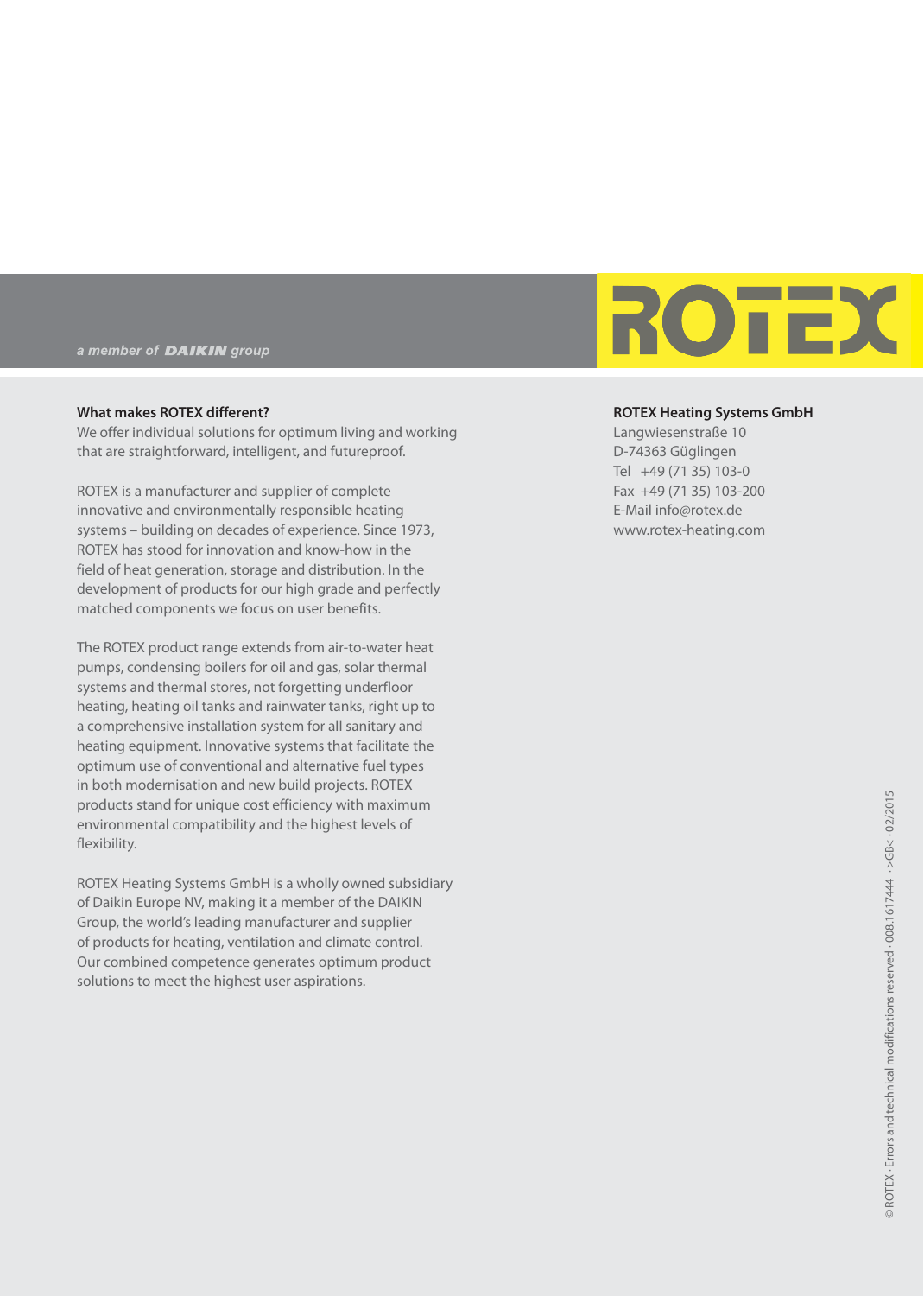a member of DAIKIN group

ROTEX

**What makes ROTEX different?**

We offer individual solutions for optimum living and working that are straightforward, intelligent, and futureproof.

ROTEX is a manufacturer and supplier of complete innovative and environmentally responsible heating systems – building on decades of experience. Since 1973, ROTEX has stood for innovation and know-how in the field of heat generation, storage and distribution. In the development of products for our high grade and perfectly matched components we focus on user benefits.

The ROTEX product range extends from air-to-water heat pumps, condensing boilers for oil and gas, solar thermal systems and thermal stores, not forgetting underfloor heating, heating oil tanks and rainwater tanks, right up to a comprehensive installation system for all sanitary and heating equipment. Innovative systems that facilitate the optimum use of conventional and alternative fuel types in both modernisation and new build projects. ROTEX products stand for unique cost efficiency with maximum environmental compatibility and the highest levels of flexibility.

ROTEX Heating Systems GmbH is a wholly owned subsidiary of Daikin Europe NV, making it a member of the DAIKIN Group, the world's leading manufacturer and supplier of products for heating, ventilation and climate control. Our combined competence generates optimum product solutions to meet the highest user aspirations.

**ROTEX Heating Systems GmbH**

Langwiesenstraße 10
D-74363 Güglingen
Tel +49 (71 35) 103-0
Fax +49 (71 35) 103-200
E-Mail info@rotex.de
www.rotex-heating.com

© ROTEX · Errors and technical modifications reserved · 008.1617444 · >GB< · 02/2015